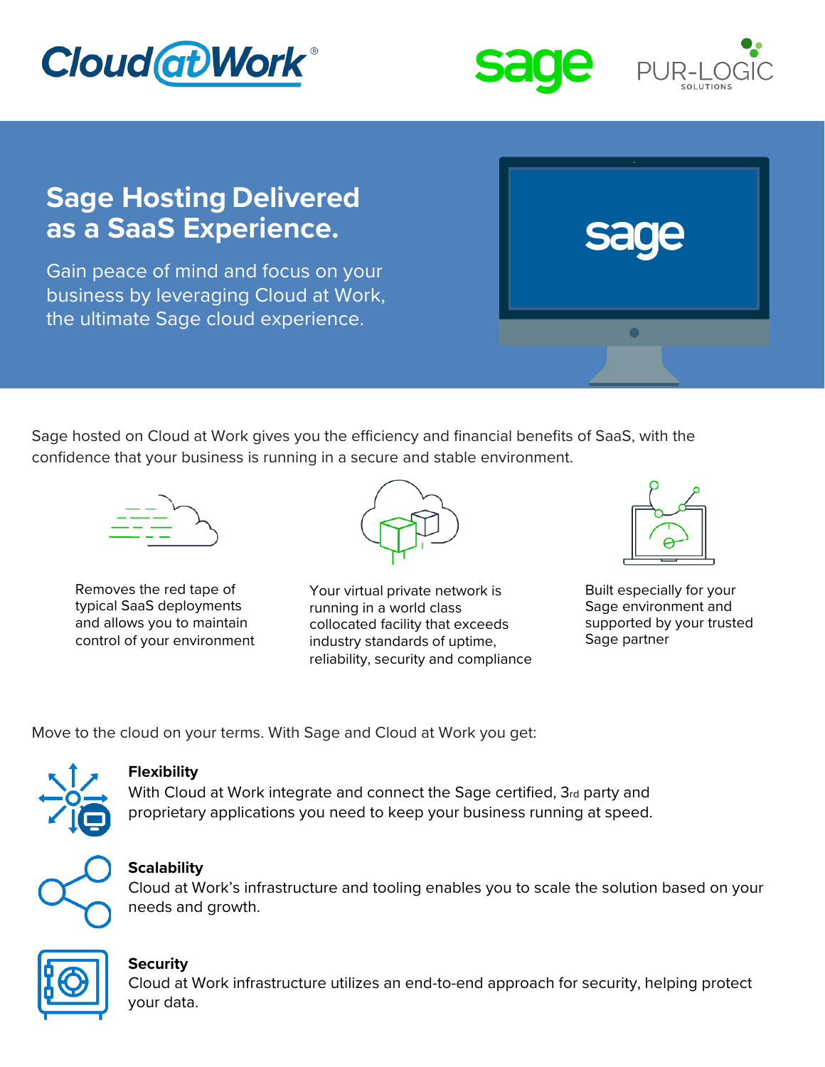# Sage Hosting Delivered as a SaaS Experience.

Gain peace of mind and focus on your business by leveraging Cloud at Work, the ultimate Sage cloud experience.

Sage hosted on Cloud at Work gives you the efficiency and financial benefits of SaaS, with the confidence that your business is running in a secure and stable environment.

Removes the red tape of typical SaaS deployments and allows you to maintain control of your environment

Your virtual private network is running in a world class collocated facility that exceeds industry standards of uptime, reliability, security and compliance

Built especially for your Sage environment and supported by your trusted Sage partner

Move to the cloud on your terms. With Sage and Cloud at Work you get:

**Flexibility**
With Cloud at Work integrate and connect the Sage certified, 3rd party and proprietary applications you need to keep your business running at speed.

**Scalability**
Cloud at Work's infrastructure and tooling enables you to scale the solution based on your needs and growth.

**Security**
Cloud at Work infrastructure utilizes an end-to-end approach for security, helping protect your data.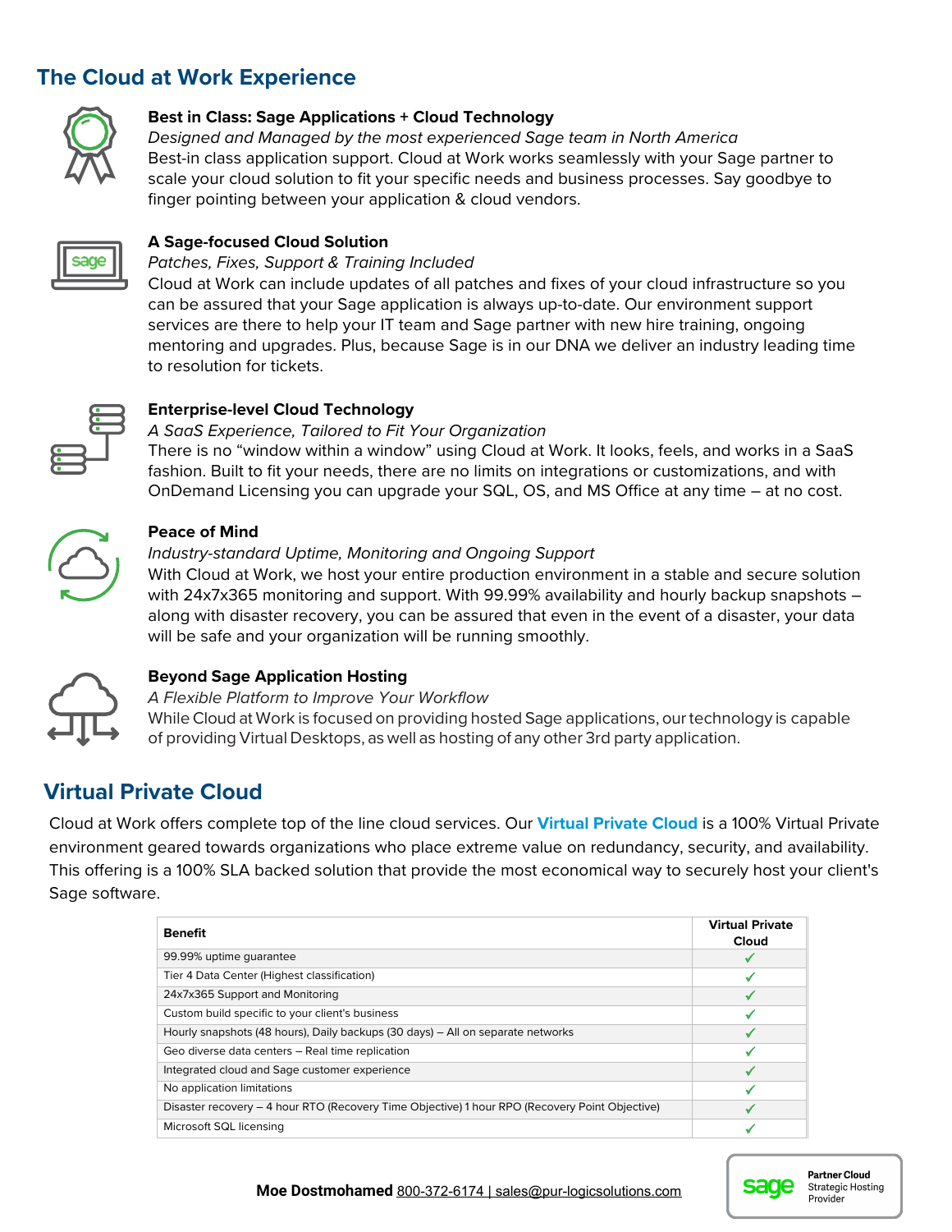## The Cloud at Work Experience

### Best in Class: Sage Applications + Cloud Technology

*Designed and Managed by the most experienced Sage team in North America*

Best-in class application support. Cloud at Work works seamlessly with your Sage partner to scale your cloud solution to fit your specific needs and business processes. Say goodbye to finger pointing between your application & cloud vendors.

### A Sage-focused Cloud Solution

*Patches, Fixes, Support & Training Included*

Cloud at Work can include updates of all patches and fixes of your cloud infrastructure so you can be assured that your Sage application is always up-to-date. Our environment support services are there to help your IT team and Sage partner with new hire training, ongoing mentoring and upgrades. Plus, because Sage is in our DNA we deliver an industry leading time to resolution for tickets.

### Enterprise-level Cloud Technology

*A SaaS Experience, Tailored to Fit Your Organization*

There is no "window within a window" using Cloud at Work. It looks, feels, and works in a SaaS fashion. Built to fit your needs, there are no limits on integrations or customizations, and with OnDemand Licensing you can upgrade your SQL, OS, and MS Office at any time – at no cost.

### Peace of Mind

*Industry-standard Uptime, Monitoring and Ongoing Support*

With Cloud at Work, we host your entire production environment in a stable and secure solution with 24x7x365 monitoring and support. With 99.99% availability and hourly backup snapshots – along with disaster recovery, you can be assured that even in the event of a disaster, your data will be safe and your organization will be running smoothly.

### Beyond Sage Application Hosting

*A Flexible Platform to Improve Your Workflow*

While Cloud at Work is focused on providing hosted Sage applications, our technology is capable of providing Virtual Desktops, as well as hosting of any other 3rd party application.

## Virtual Private Cloud

Cloud at Work offers complete top of the line cloud services. Our **Virtual Private Cloud** is a 100% Virtual Private environment geared towards organizations who place extreme value on redundancy, security, and availability. This offering is a 100% SLA backed solution that provide the most economical way to securely host your client's Sage software.

| Benefit | Virtual Private Cloud |
|---|---|
| 99.99% uptime guarantee | ✓ |
| Tier 4 Data Center (Highest classification) | ✓ |
| 24x7x365 Support and Monitoring | ✓ |
| Custom build specific to your client's business | ✓ |
| Hourly snapshots (48 hours), Daily backups (30 days) – All on separate networks | ✓ |
| Geo diverse data centers – Real time replication | ✓ |
| Integrated cloud and Sage customer experience | ✓ |
| No application limitations | ✓ |
| Disaster recovery – 4 hour RTO (Recovery Time Objective) 1 hour RPO (Recovery Point Objective) | ✓ |
| Microsoft SQL licensing | ✓ |

**Moe Dostmohamed** 800-372-6174 | sales@pur-logicsolutions.com

sage **Partner Cloud** Strategic Hosting Provider